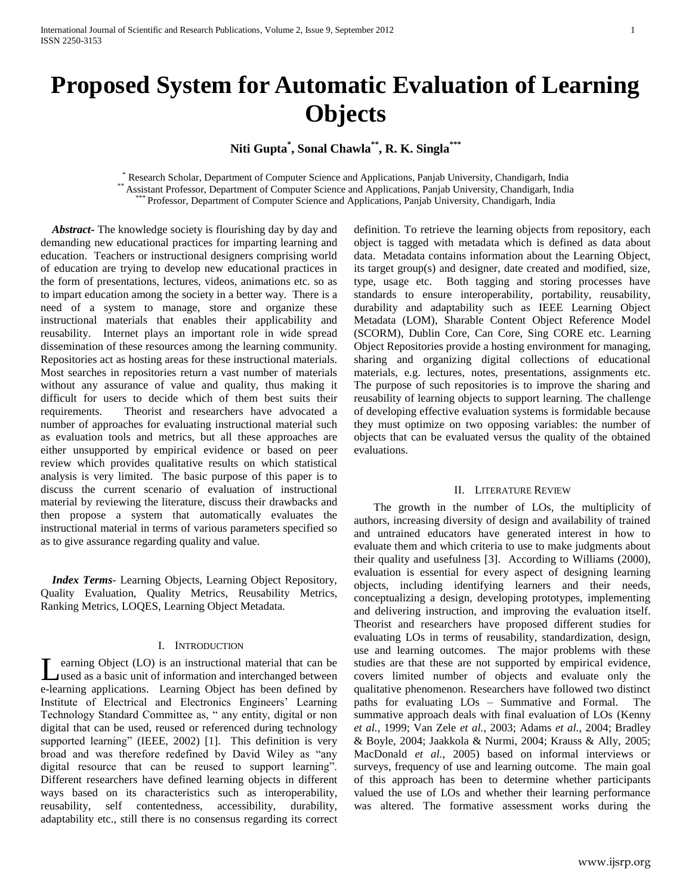# Proposed System for Automatic Evaluation of Learning Objects

**Niti Gupta[*], Sonal Chawla[**], R. K. Singla[***]**

[*] Research Scholar, Department of Computer Science and Applications, Panjab University, Chandigarh, India
[**] Assistant Professor, Department of Computer Science and Applications, Panjab University, Chandigarh, India
[***] Professor, Department of Computer Science and Applications, Panjab University, Chandigarh, India

***Abstract***- The knowledge society is flourishing day by day and demanding new educational practices for imparting learning and education. Teachers or instructional designers comprising world of education are trying to develop new educational practices in the form of presentations, lectures, videos, animations etc. so as to impart education among the society in a better way. There is a need of a system to manage, store and organize these instructional materials that enables their applicability and reusability. Internet plays an important role in wide spread dissemination of these resources among the learning community. Repositories act as hosting areas for these instructional materials. Most searches in repositories return a vast number of materials without any assurance of value and quality, thus making it difficult for users to decide which of them best suits their requirements. Theorist and researchers have advocated a number of approaches for evaluating instructional material such as evaluation tools and metrics, but all these approaches are either unsupported by empirical evidence or based on peer review which provides qualitative results on which statistical analysis is very limited. The basic purpose of this paper is to discuss the current scenario of evaluation of instructional material by reviewing the literature, discuss their drawbacks and then propose a system that automatically evaluates the instructional material in terms of various parameters specified so as to give assurance regarding quality and value.

***Index Terms***- Learning Objects, Learning Object Repository, Quality Evaluation, Quality Metrics, Reusability Metrics, Ranking Metrics, LOQES, Learning Object Metadata.

## I. Introduction

Learning Object (LO) is an instructional material that can be used as a basic unit of information and interchanged between e-learning applications. Learning Object has been defined by Institute of Electrical and Electronics Engineers' Learning Technology Standard Committee as, " any entity, digital or non digital that can be used, reused or referenced during technology supported learning" (IEEE, 2002) [1]. This definition is very broad and was therefore redefined by David Wiley as "any digital resource that can be reused to support learning". Different researchers have defined learning objects in different ways based on its characteristics such as interoperability, reusability, self contentedness, accessibility, durability, adaptability etc., still there is no consensus regarding its correct definition. To retrieve the learning objects from repository, each object is tagged with metadata which is defined as data about data. Metadata contains information about the Learning Object, its target group(s) and designer, date created and modified, size, type, usage etc. Both tagging and storing processes have standards to ensure interoperability, portability, reusability, durability and adaptability such as IEEE Learning Object Metadata (LOM), Sharable Content Object Reference Model (SCORM), Dublin Core, Can Core, Sing CORE etc. Learning Object Repositories provide a hosting environment for managing, sharing and organizing digital collections of educational materials, e.g. lectures, notes, presentations, assignments etc. The purpose of such repositories is to improve the sharing and reusability of learning objects to support learning. The challenge of developing effective evaluation systems is formidable because they must optimize on two opposing variables: the number of objects that can be evaluated versus the quality of the obtained evaluations.

## II. Literature Review

The growth in the number of LOs, the multiplicity of authors, increasing diversity of design and availability of trained and untrained educators have generated interest in how to evaluate them and which criteria to use to make judgments about their quality and usefulness [3]. According to Williams (2000), evaluation is essential for every aspect of designing learning objects, including identifying learners and their needs, conceptualizing a design, developing prototypes, implementing and delivering instruction, and improving the evaluation itself. Theorist and researchers have proposed different studies for evaluating LOs in terms of reusability, standardization, design, use and learning outcomes. The major problems with these studies are that these are not supported by empirical evidence, covers limited number of objects and evaluate only the qualitative phenomenon. Researchers have followed two distinct paths for evaluating LOs – Summative and Formal. The summative approach deals with final evaluation of LOs (Kenny *et al.*, 1999; Van Zele *et al.*, 2003; Adams *et al.*, 2004; Bradley & Boyle, 2004; Jaakkola & Nurmi, 2004; Krauss & Ally, 2005; MacDonald *et al.*, 2005) based on informal interviews or surveys, frequency of use and learning outcome. The main goal of this approach has been to determine whether participants valued the use of LOs and whether their learning performance was altered. The formative assessment works during the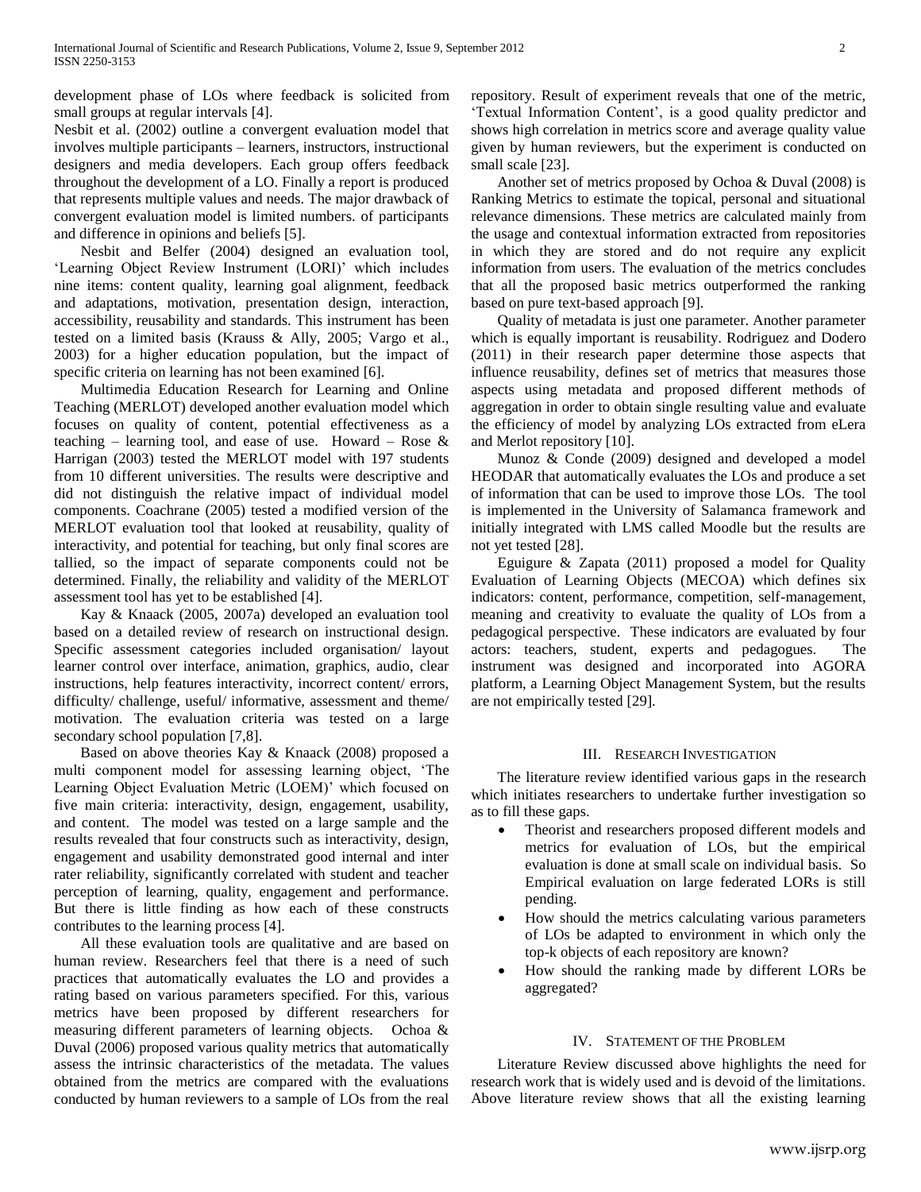development phase of LOs where feedback is solicited from small groups at regular intervals [4].

Nesbit et al. (2002) outline a convergent evaluation model that involves multiple participants – learners, instructors, instructional designers and media developers. Each group offers feedback throughout the development of a LO. Finally a report is produced that represents multiple values and needs. The major drawback of convergent evaluation model is limited numbers. of participants and difference in opinions and beliefs [5].

Nesbit and Belfer (2004) designed an evaluation tool, 'Learning Object Review Instrument (LORI)' which includes nine items: content quality, learning goal alignment, feedback and adaptations, motivation, presentation design, interaction, accessibility, reusability and standards. This instrument has been tested on a limited basis (Krauss & Ally, 2005; Vargo et al., 2003) for a higher education population, but the impact of specific criteria on learning has not been examined [6].

Multimedia Education Research for Learning and Online Teaching (MERLOT) developed another evaluation model which focuses on quality of content, potential effectiveness as a teaching – learning tool, and ease of use. Howard – Rose & Harrigan (2003) tested the MERLOT model with 197 students from 10 different universities. The results were descriptive and did not distinguish the relative impact of individual model components. Coachrane (2005) tested a modified version of the MERLOT evaluation tool that looked at reusability, quality of interactivity, and potential for teaching, but only final scores are tallied, so the impact of separate components could not be determined. Finally, the reliability and validity of the MERLOT assessment tool has yet to be established [4].

Kay & Knaack (2005, 2007a) developed an evaluation tool based on a detailed review of research on instructional design. Specific assessment categories included organisation/ layout learner control over interface, animation, graphics, audio, clear instructions, help features interactivity, incorrect content/ errors, difficulty/ challenge, useful/ informative, assessment and theme/ motivation. The evaluation criteria was tested on a large secondary school population [7,8].

Based on above theories Kay & Knaack (2008) proposed a multi component model for assessing learning object, 'The Learning Object Evaluation Metric (LOEM)' which focused on five main criteria: interactivity, design, engagement, usability, and content. The model was tested on a large sample and the results revealed that four constructs such as interactivity, design, engagement and usability demonstrated good internal and inter rater reliability, significantly correlated with student and teacher perception of learning, quality, engagement and performance. But there is little finding as how each of these constructs contributes to the learning process [4].

All these evaluation tools are qualitative and are based on human review. Researchers feel that there is a need of such practices that automatically evaluates the LO and provides a rating based on various parameters specified. For this, various metrics have been proposed by different researchers for measuring different parameters of learning objects. Ochoa & Duval (2006) proposed various quality metrics that automatically assess the intrinsic characteristics of the metadata. The values obtained from the metrics are compared with the evaluations conducted by human reviewers to a sample of LOs from the real repository. Result of experiment reveals that one of the metric, 'Textual Information Content', is a good quality predictor and shows high correlation in metrics score and average quality value given by human reviewers, but the experiment is conducted on small scale [23].

Another set of metrics proposed by Ochoa & Duval (2008) is Ranking Metrics to estimate the topical, personal and situational relevance dimensions. These metrics are calculated mainly from the usage and contextual information extracted from repositories in which they are stored and do not require any explicit information from users. The evaluation of the metrics concludes that all the proposed basic metrics outperformed the ranking based on pure text-based approach [9].

Quality of metadata is just one parameter. Another parameter which is equally important is reusability. Rodriguez and Dodero (2011) in their research paper determine those aspects that influence reusability, defines set of metrics that measures those aspects using metadata and proposed different methods of aggregation in order to obtain single resulting value and evaluate the efficiency of model by analyzing LOs extracted from eLera and Merlot repository [10].

Munoz & Conde (2009) designed and developed a model HEODAR that automatically evaluates the LOs and produce a set of information that can be used to improve those LOs. The tool is implemented in the University of Salamanca framework and initially integrated with LMS called Moodle but the results are not yet tested [28].

Eguigure & Zapata (2011) proposed a model for Quality Evaluation of Learning Objects (MECOA) which defines six indicators: content, performance, competition, self-management, meaning and creativity to evaluate the quality of LOs from a pedagogical perspective. These indicators are evaluated by four actors: teachers, student, experts and pedagogues. The instrument was designed and incorporated into AGORA platform, a Learning Object Management System, but the results are not empirically tested [29].

## III. Research Investigation

The literature review identified various gaps in the research which initiates researchers to undertake further investigation so as to fill these gaps.

- Theorist and researchers proposed different models and metrics for evaluation of LOs, but the empirical evaluation is done at small scale on individual basis. So Empirical evaluation on large federated LORs is still pending.
- How should the metrics calculating various parameters of LOs be adapted to environment in which only the top-k objects of each repository are known?
- How should the ranking made by different LORs be aggregated?

## IV. Statement of the Problem

Literature Review discussed above highlights the need for research work that is widely used and is devoid of the limitations. Above literature review shows that all the existing learning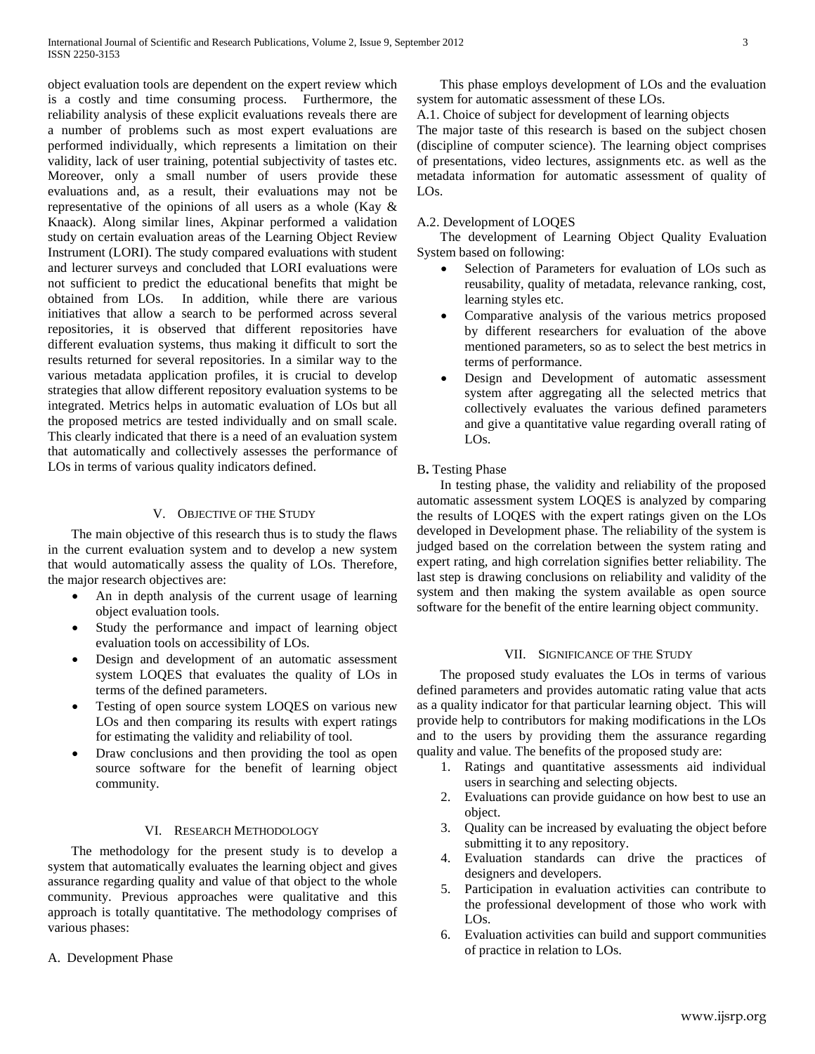object evaluation tools are dependent on the expert review which is a costly and time consuming process. Furthermore, the reliability analysis of these explicit evaluations reveals there are a number of problems such as most expert evaluations are performed individually, which represents a limitation on their validity, lack of user training, potential subjectivity of tastes etc. Moreover, only a small number of users provide these evaluations and, as a result, their evaluations may not be representative of the opinions of all users as a whole (Kay & Knaack). Along similar lines, Akpinar performed a validation study on certain evaluation areas of the Learning Object Review Instrument (LORI). The study compared evaluations with student and lecturer surveys and concluded that LORI evaluations were not sufficient to predict the educational benefits that might be obtained from LOs. In addition, while there are various initiatives that allow a search to be performed across several repositories, it is observed that different repositories have different evaluation systems, thus making it difficult to sort the results returned for several repositories. In a similar way to the various metadata application profiles, it is crucial to develop strategies that allow different repository evaluation systems to be integrated. Metrics helps in automatic evaluation of LOs but all the proposed metrics are tested individually and on small scale. This clearly indicated that there is a need of an evaluation system that automatically and collectively assesses the performance of LOs in terms of various quality indicators defined.

## V. Objective of the Study

The main objective of this research thus is to study the flaws in the current evaluation system and to develop a new system that would automatically assess the quality of LOs. Therefore, the major research objectives are:

- An in depth analysis of the current usage of learning object evaluation tools.
- Study the performance and impact of learning object evaluation tools on accessibility of LOs.
- Design and development of an automatic assessment system LOQES that evaluates the quality of LOs in terms of the defined parameters.
- Testing of open source system LOQES on various new LOs and then comparing its results with expert ratings for estimating the validity and reliability of tool.
- Draw conclusions and then providing the tool as open source software for the benefit of learning object community.

## VI. Research Methodology

The methodology for the present study is to develop a system that automatically evaluates the learning object and gives assurance regarding quality and value of that object to the whole community. Previous approaches were qualitative and this approach is totally quantitative. The methodology comprises of various phases:

### A. Development Phase

This phase employs development of LOs and the evaluation system for automatic assessment of these LOs.

A.1. Choice of subject for development of learning objects

The major taste of this research is based on the subject chosen (discipline of computer science). The learning object comprises of presentations, video lectures, assignments etc. as well as the metadata information for automatic assessment of quality of LOs.

A.2. Development of LOQES

The development of Learning Object Quality Evaluation System based on following:

- Selection of Parameters for evaluation of LOs such as reusability, quality of metadata, relevance ranking, cost, learning styles etc.
- Comparative analysis of the various metrics proposed by different researchers for evaluation of the above mentioned parameters, so as to select the best metrics in terms of performance.
- Design and Development of automatic assessment system after aggregating all the selected metrics that collectively evaluates the various defined parameters and give a quantitative value regarding overall rating of LOs.

### B. Testing Phase

In testing phase, the validity and reliability of the proposed automatic assessment system LOQES is analyzed by comparing the results of LOQES with the expert ratings given on the LOs developed in Development phase. The reliability of the system is judged based on the correlation between the system rating and expert rating, and high correlation signifies better reliability. The last step is drawing conclusions on reliability and validity of the system and then making the system available as open source software for the benefit of the entire learning object community.

## VII. Significance of the Study

The proposed study evaluates the LOs in terms of various defined parameters and provides automatic rating value that acts as a quality indicator for that particular learning object. This will provide help to contributors for making modifications in the LOs and to the users by providing them the assurance regarding quality and value. The benefits of the proposed study are:

1. Ratings and quantitative assessments aid individual users in searching and selecting objects.
2. Evaluations can provide guidance on how best to use an object.
3. Quality can be increased by evaluating the object before submitting it to any repository.
4. Evaluation standards can drive the practices of designers and developers.
5. Participation in evaluation activities can contribute to the professional development of those who work with LOs.
6. Evaluation activities can build and support communities of practice in relation to LOs.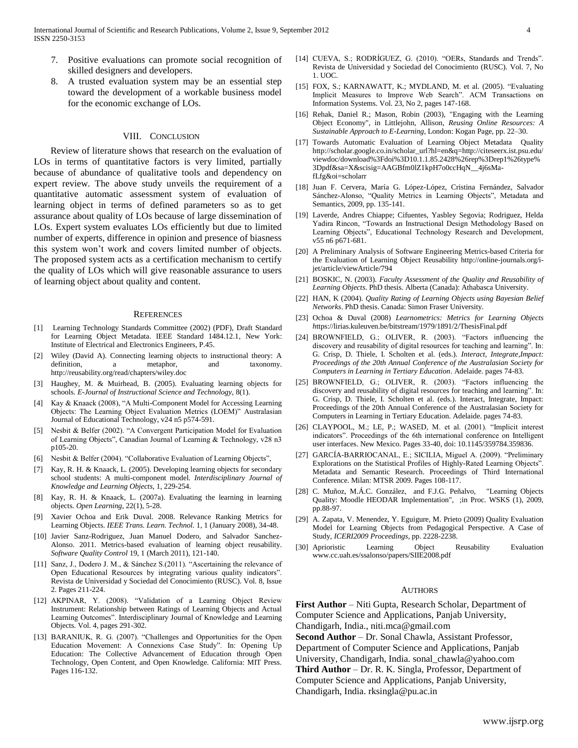7. Positive evaluations can promote social recognition of skilled designers and developers.
8. A trusted evaluation system may be an essential step toward the development of a workable business model for the economic exchange of LOs.

## VIII. Conclusion

Review of literature shows that research on the evaluation of LOs in terms of quantitative factors is very limited, partially because of abundance of qualitative tools and dependency on expert review. The above study unveils the requirement of a quantitative automatic assessment system of evaluation of learning object in terms of defined parameters so as to get assurance about quality of LOs because of large dissemination of LOs. Expert system evaluates LOs efficiently but due to limited number of experts, difference in opinion and presence of biasness this system won't work and covers limited number of objects. The proposed system acts as a certification mechanism to certify the quality of LOs which will give reasonable assurance to users of learning object about quality and content.

## References

[1] Learning Technology Standards Committee (2002) (PDF), Draft Standard for Learning Object Metadata. IEEE Standard 1484.12.1, New York: Institute of Electrical and Electronics Engineers, P.45.

[2] Wiley (David A). Connecting learning objects to instructional theory: A definition, a metaphor, and taxonomy. http://reusability.org/read/chapters/wiley.doc

[3] Haughey, M. & Muirhead, B. (2005). Evaluating learning objects for schools. *E-Journal of Instructional Science and Technology*, 8(1).

[4] Kay & Knaack (2008), "A Multi-Component Model for Accessing Learning Objects: The Learning Object Evaluation Metrics (LOEM)" Australasian Journal of Educational Technology, v24 n5 p574-591.

[5] Nesbit & Belfer (2002). "A Convergent Participation Model for Evaluation of Learning Objects", Canadian Journal of Learning & Technology, v28 n3 p105-20.

[6] Nesbit & Belfer (2004). "Collaborative Evaluation of Learning Objects",

[7] Kay, R. H. & Knaack, L. (2005). Developing learning objects for secondary school students: A multi-component model. *Interdisciplinary Journal of Knowledge and Learning Objects*, 1, 229-254.

[8] Kay, R. H. & Knaack, L. (2007a). Evaluating the learning in learning objects. *Open Learning*, 22(1), 5-28.

[9] Xavier Ochoa and Erik Duval. 2008. Relevance Ranking Metrics for Learning Objects. *IEEE Trans. Learn. Technol.* 1, 1 (January 2008), 34-48.

[10] Javier Sanz-Rodriguez, Juan Manuel Dodero, and Salvador Sanchez-Alonso. 2011. Metrics-based evaluation of learning object reusability. *Software Quality Control* 19, 1 (March 2011), 121-140.

[11] Sanz, J., Dodero J. M., & Sánchez S.(2011). "Ascertaining the relevance of Open Educational Resources by integrating various quality indicators". Revista de Universidad y Sociedad del Conocimiento (RUSC). Vol. 8, Issue 2. Pages 211-224.

[12] AKPINAR, Y. (2008). "Validation of a Learning Object Review Instrument: Relationship between Ratings of Learning Objects and Actual Learning Outcomes". Interdisciplinary Journal of Knowledge and Learning Objects. Vol. 4, pages 291-302.

[13] BARANIUK, R. G. (2007). "Challenges and Opportunities for the Open Education Movement: A Connexions Case Study". In: Opening Up Education: The Collective Advancement of Education through Open Technology, Open Content, and Open Knowledge. California: MIT Press. Pages 116-132.

[14] CUEVA, S.; RODRÍGUEZ, G. (2010). "OERs, Standards and Trends". Revista de Universidad y Sociedad del Conocimiento (RUSC). Vol. 7, No 1. UOC.

[15] FOX, S.; KARNAWATT, K.; MYDLAND, M. et al. (2005). "Evaluating Implicit Measures to Improve Web Search". ACM Transactions on Information Systems. Vol. 23, No 2, pages 147-168.

[16] Rehak, Daniel R.; Mason, Robin (2003), "Engaging with the Learning Object Economy", in Littlejohn, Allison, *Reusing Online Resources: A Sustainable Approach to E-Learning*, London: Kogan Page, pp. 22–30.

[17] Towards Automatic Evaluation of Learning Object Metadata Quality http://scholar.google.co.in/scholar_url?hl=en&q=http://citeseerx.ist.psu.edu/viewdoc/download%3Fdoi%3D10.1.1.85.2428%26rep%3Drep1%26type%3Dpdf&sa=X&scisig=AAGBfm0lZ1kpH7o0ccHqN__4j6sMa-fLfg&oi=scholarr

[18] Juan F. Cervera, María G. López-López, Cristina Fernández, Salvador Sánchez-Alonso, "Quality Metrics in Learning Objects", Metadata and Semantics, 2009, pp. 135-141.

[19] Laverde, Andres Chiappe; Cifuentes, Yasbley Segovia; Rodriguez, Helda Yadira Rincon, "Towards an Instructional Design Methodology Based on Learning Objects", Educational Technology Research and Development, v55 n6 p671-681.

[20] A Preliminary Analysis of Software Engineering Metrics-based Criteria for the Evaluation of Learning Object Reusability http://online-journals.org/i-jet/article/viewArticle/794

[21] BOSKIC, N. (2003). *Faculty Assessment of the Quality and Reusability of Learning Objects*. PhD thesis. Alberta (Canada): Athabasca University.

[22] HAN, K (2004). *Quality Rating of Learning Objects using Bayesian Belief Networks*. PhD thesis. Canada: Simon Fraser University.

[23] Ochoa & Duval (2008) *Learnometrics: Metrics for Learning Objects h*ttps://lirias.kuleuven.be/bitstream/1979/1891/2/ThesisFinal.pdf

[24] BROWNFIELD, G.; OLIVER, R. (2003). "Factors influencing the discovery and reusability of digital resources for teaching and learning". In: G. Crisp, D. Thiele, I. Scholten et al. (eds.). *Interact, Integrate,Impact: Proceedings of the 20th Annual Conference of the Australasian Society for Computers in Learning in Tertiary Education*. Adelaide. pages 74-83.

[25] BROWNFIELD, G.; OLIVER, R. (2003). "Factors influencing the discovery and reusability of digital resources for teaching and learning". In: G. Crisp, D. Thiele, I. Scholten et al. (eds.). Interact, Integrate, Impact: Proceedings of the 20th Annual Conference of the Australasian Society for Computers in Learning in Tertiary Education. Adelaide. pages 74-83.

[26] CLAYPOOL, M.; LE, P.; WASED, M. et al. (2001). "Implicit interest indicators". Proceedings of the 6th international conference on Intelligent user interfaces. New Mexico. Pages 33-40, doi: 10.1145/359784.359836.

[27] GARCÍA-BARRIOCANAL, E.; SICILIA, Miguel A. (2009). "Preliminary Explorations on the Statistical Profiles of Highly-Rated Learning Objects". Metadata and Semantic Research. Proceedings of Third International Conference. Milan: MTSR 2009. Pages 108-117.

[28] C. Muñoz, M.Á.C. González, and F.J.G. Peñalvo, "Learning Objects Quality: Moodle HEODAR Implementation", ;in Proc. WSKS (1), 2009, pp.88-97.

[29] A. Zapata, V. Menendez, Y. Eguigure, M. Prieto (2009) Quality Evaluation Model for Learning Objects from Pedagogical Perspective. A Case of Study, *ICERI2009 Proceedings*, pp. 2228-2238.

[30] Aprioristic Learning Object Reusability Evaluation www.cc.uah.es/ssalonso/papers/SIIE2008.pdf

## Authors

**First Author** – Niti Gupta, Research Scholar, Department of Computer Science and Applications, Panjab University, Chandigarh, India., niti.mca@gmail.com

**Second Author** – Dr. Sonal Chawla, Assistant Professor, Department of Computer Science and Applications, Panjab University, Chandigarh, India. sonal_chawla@yahoo.com

**Third Author** – Dr. R. K. Singla, Professor, Department of Computer Science and Applications, Panjab University, Chandigarh, India. rksingla@pu.ac.in